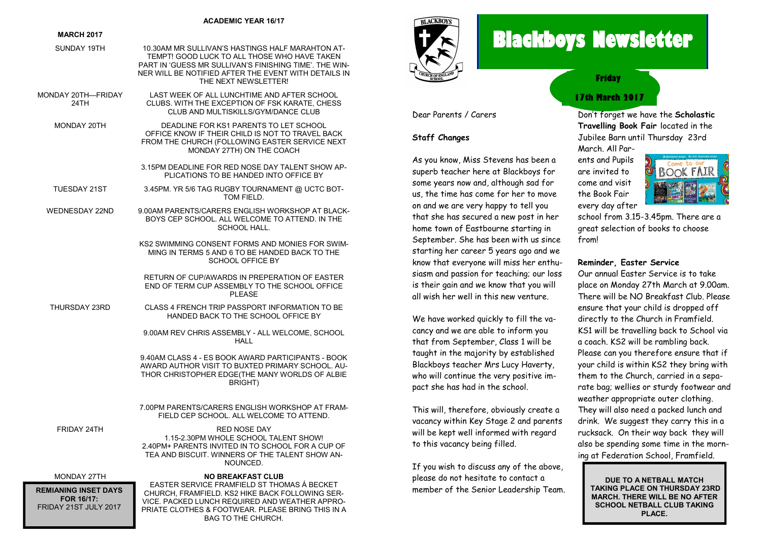# Blackboys Newsletter

**Friday**

**17th March 2017**

Dear Parents / Carers

**Staff Changes**

As you know, Miss Stevens has been a superb teacher here at Blackboys for some years now and, although sad for us, the time has come for her to move on and we are very happy to tell you that she has secured a new post in her home town of Eastbourne starting in September. She has been with us since starting her career 5 years ago and we know that everyone will miss her enthusiasm and passion for teaching; our loss is their gain and we know that you will all wish her well in this new venture.

We have worked quickly to fill the vacancy and we are able to inform you that from September, Class 1 will be taught in the majority by established Blackboys teacher Mrs Lucy Haverty, who will continue the very positive impact she has had in the school.

This will, therefore, obviously create a vacancy within Key Stage 2 and parents will be kept well informed with regard to this vacancy being filled.

If you wish to discuss any of the above, please do not hesitate to contact a member of the Senior Leadership Team.

Don't forget we have the **Scholastic Travelling Book Fair** located in the Jubilee Barn until Thursday 23rd March. All Parents and Pupils are invited to come and visit the Book Fair every day after school from 3.15-3.45pm. There are a great selection of books to choose from!

**Reminder, Easter Service**

Our annual Easter Service is to take place on Monday 27th March at 9.00am. There will be NO Breakfast Club. Please ensure that your child is dropped off directly to the Church in Framfield. KS1 will be travelling back to School via a coach. KS2 will be rambling back. Please can you therefore ensure that if your child is within KS2 they bring with them to the Church, carried in a separate bag; wellies or sturdy footwear and weather appropriate outer clothing. They will also need a packed lunch and drink. We suggest they carry this in a rucksack. On their way back they will also be spending some time in the morning at Federation School, Framfield.

**DUE TO A NETBALL MATCH TAKING PLACE ON THURSDAY 23RD MARCH. THERE WILL BE NO AFTER SCHOOL NETBALL CLUB TAKING PLACE.**

## ACADEMIC YEAR 16/17

**MARCH 2017**

| | |
|---|---|
| SUNDAY 19TH | 10.30AM MR SULLIVAN'S HASTINGS HALF MARAHTON ATTEMPT! GOOD LUCK TO ALL THOSE WHO HAVE TAKEN PART IN 'GUESS MR SULLIVAN'S FINISHING TIME'. THE WINNER WILL BE NOTIFIED AFTER THE EVENT WITH DETAILS IN THE NEXT NEWSLETTER! |
| MONDAY 20TH—FRIDAY 24TH | LAST WEEK OF ALL LUNCHTIME AND AFTER SCHOOL CLUBS. WITH THE EXCEPTION OF FSK KARATE, CHESS CLUB AND MULTISKILLS/GYM/DANCE CLUB |
| MONDAY 20TH | DEADLINE FOR KS1 PARENTS TO LET SCHOOL OFFICE KNOW IF THEIR CHILD IS NOT TO TRAVEL BACK FROM THE CHURCH (FOLLOWING EASTER SERVICE NEXT MONDAY 27TH) ON THE COACH |
| | 3.15PM DEADLINE FOR RED NOSE DAY TALENT SHOW APPLICATIONS TO BE HANDED INTO OFFICE BY |
| TUESDAY 21ST | 3.45PM. YR 5/6 TAG RUGBY TOURNAMENT @ UCTC BOTTOM FIELD. |
| WEDNESDAY 22ND | 9.00AM PARENTS/CARERS ENGLISH WORKSHOP AT BLACKBOYS CEP SCHOOL. ALL WELCOME TO ATTEND. IN THE SCHOOL HALL. |
| | KS2 SWIMMING CONSENT FORMS AND MONIES FOR SWIMMING IN TERMS 5 AND 6 TO BE HANDED BACK TO THE SCHOOL OFFICE BY |
| | RETURN OF CUP/AWARDS IN PREPERATION OF EASTER END OF TERM CUP ASSEMBLY TO THE SCHOOL OFFICE PLEASE |
| THURSDAY 23RD | CLASS 4 FRENCH TRIP PASSPORT INFORMATION TO BE HANDED BACK TO THE SCHOOL OFFICE BY |
| | 9.00AM REV CHRIS ASSEMBLY - ALL WELCOME, SCHOOL HALL |
| | 9.40AM CLASS 4 - ES BOOK AWARD PARTICIPANTS - BOOK AWARD AUTHOR VISIT TO BUXTED PRIMARY SCHOOL. AUTHOR CHRISTOPHER EDGE(THE MANY WORLDS OF ALBIE BRIGHT) |
| | 7.00PM PARENTS/CARERS ENGLISH WORKSHOP AT FRAMFIELD CEP SCHOOL. ALL WELCOME TO ATTEND. |
| FRIDAY 24TH | RED NOSE DAY<br>1.15-2.30PM WHOLE SCHOOL TALENT SHOW!<br>2.40PM+ PARENTS INVITED IN TO SCHOOL FOR A CUP OF TEA AND BISCUIT. WINNERS OF THE TALENT SHOW ANNOUNCED. |
| MONDAY 27TH | **NO BREAKFAST CLUB**<br>EASTER SERVICE FRAMFIELD ST THOMAS Á BECKET CHURCH, FRAMFIELD. KS2 HIKE BACK FOLLOWING SERVICE. PACKED LUNCH REQUIRED AND WEATHER APPROPRIATE CLOTHES & FOOTWEAR. PLEASE BRING THIS IN A BAG TO THE CHURCH. |

**REMIANING INSET DAYS FOR 16/17:**
FRIDAY 21ST JULY 2017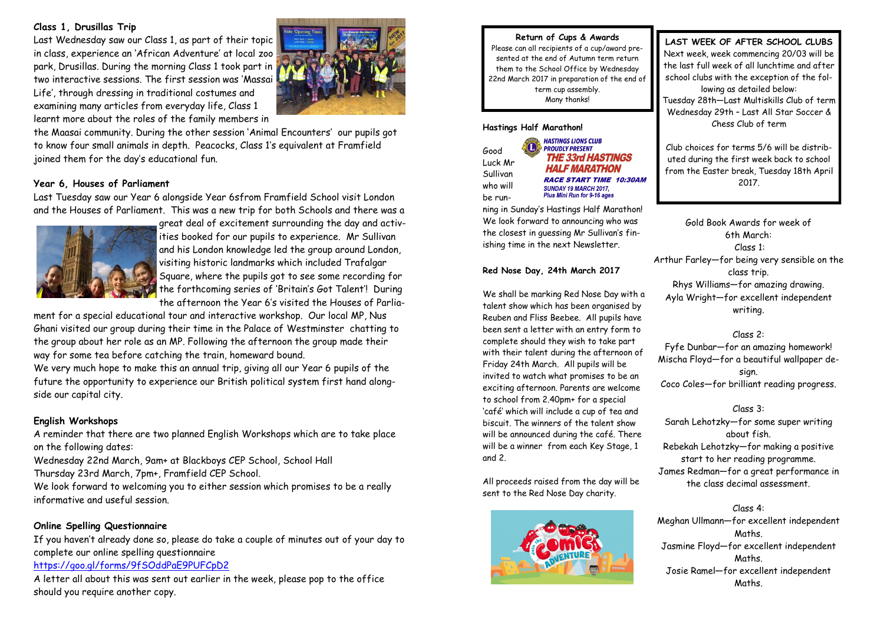### Class 1, Drusillas Trip

Last Wednesday saw our Class 1, as part of their topic in class, experience an 'African Adventure' at local zoo park, Drusillas. During the morning Class 1 took part in two interactive sessions. The first session was 'Massai Life', through dressing in traditional costumes and examining many articles from everyday life, Class 1 learnt more about the roles of the family members in the Maasai community. During the other session 'Animal Encounters' our pupils got to know four small animals in depth. Peacocks, Class 1's equivalent at Framfield joined them for the day's educational fun.

### Year 6, Houses of Parliament

Last Tuesday saw our Year 6 alongside Year 6sfrom Framfield School visit London and the Houses of Parliament. This was a new trip for both Schools and there was a great deal of excitement surrounding the day and activities booked for our pupils to experience. Mr Sullivan and his London knowledge led the group around London, visiting historic landmarks which included Trafalgar Square, where the pupils got to see some recording for the forthcoming series of 'Britain's Got Talent'! During the afternoon the Year 6's visited the Houses of Parliament for a special educational tour and interactive workshop. Our local MP, Nus Ghani visited our group during their time in the Palace of Westminster chatting to the group about her role as an MP. Following the afternoon the group made their way for some tea before catching the train, homeward bound.

We very much hope to make this an annual trip, giving all our Year 6 pupils of the future the opportunity to experience our British political system first hand alongside our capital city.

### English Workshops

A reminder that there are two planned English Workshops which are to take place on the following dates:

Wednesday 22nd March, 9am+ at Blackboys CEP School, School Hall

Thursday 23rd March, 7pm+, Framfield CEP School.

We look forward to welcoming you to either session which promises to be a really informative and useful session.

### Online Spelling Questionnaire

If you haven't already done so, please do take a couple of minutes out of your day to complete our online spelling questionnaire

https://goo.gl/forms/9fSOddPaE9PUFCpD2

A letter all about this was sent out earlier in the week, please pop to the office should you require another copy.

### Return of Cups & Awards

Please can all recipients of a cup/award presented at the end of Autumn term return them to the School Office by Wednesday 22nd March 2017 in preparation of the end of term cup assembly.

Many thanks!

### Hastings Half Marathon!

HASTINGS LIONS CLUB PROUDLY PRESENT THE 33rd HASTINGS HALF MARATHON RACE START TIME 10:30AM SUNDAY 19 MARCH 2017, Plus Mini Run for 9-16 ages

Good Luck Mr Sullivan who will be running in Sunday's Hastings Half Marathon! We look forward to announcing who was the closest in guessing Mr Sullivan's finishing time in the next Newsletter.

### Red Nose Day, 24th March 2017

We shall be marking Red Nose Day with a talent show which has been organised by Reuben and Fliss Beebee. All pupils have been sent a letter with an entry form to complete should they wish to take part with their talent during the afternoon of Friday 24th March. All pupils will be invited to watch what promises to be an exciting afternoon. Parents are welcome to school from 2.40pm+ for a special 'café' which will include a cup of tea and biscuit. The winners of the talent show will be announced during the café. There will be a winner from each Key Stage, 1 and 2.

All proceeds raised from the day will be sent to the Red Nose Day charity.

### LAST WEEK OF AFTER SCHOOL CLUBS

Next week, week commencing 20/03 will be the last full week of all lunchtime and after school clubs with the exception of the following as detailed below:

Tuesday 28th—Last Multiskills Club of term

Wednesday 29th – Last All Star Soccer & Chess Club of term

Club choices for terms 5/6 will be distributed during the first week back to school from the Easter break, Tuesday 18th April 2017.

### Gold Book Awards for week of 6th March:

**Class 1:**

Arthur Farley—for being very sensible on the class trip.

Rhys Williams—for amazing drawing.

Ayla Wright—for excellent independent writing.

**Class 2:**

Fyfe Dunbar—for an amazing homework!

Mischa Floyd—for a beautiful wallpaper design.

Coco Coles—for brilliant reading progress.

**Class 3:**

Sarah Lehotzky—for some super writing about fish.

Rebekah Lehotzky—for making a positive start to her reading programme.

James Redman—for a great performance in the class decimal assessment.

**Class 4:**

Meghan Ullmann—for excellent independent Maths.

Jasmine Floyd—for excellent independent Maths.

Josie Ramel—for excellent independent Maths.